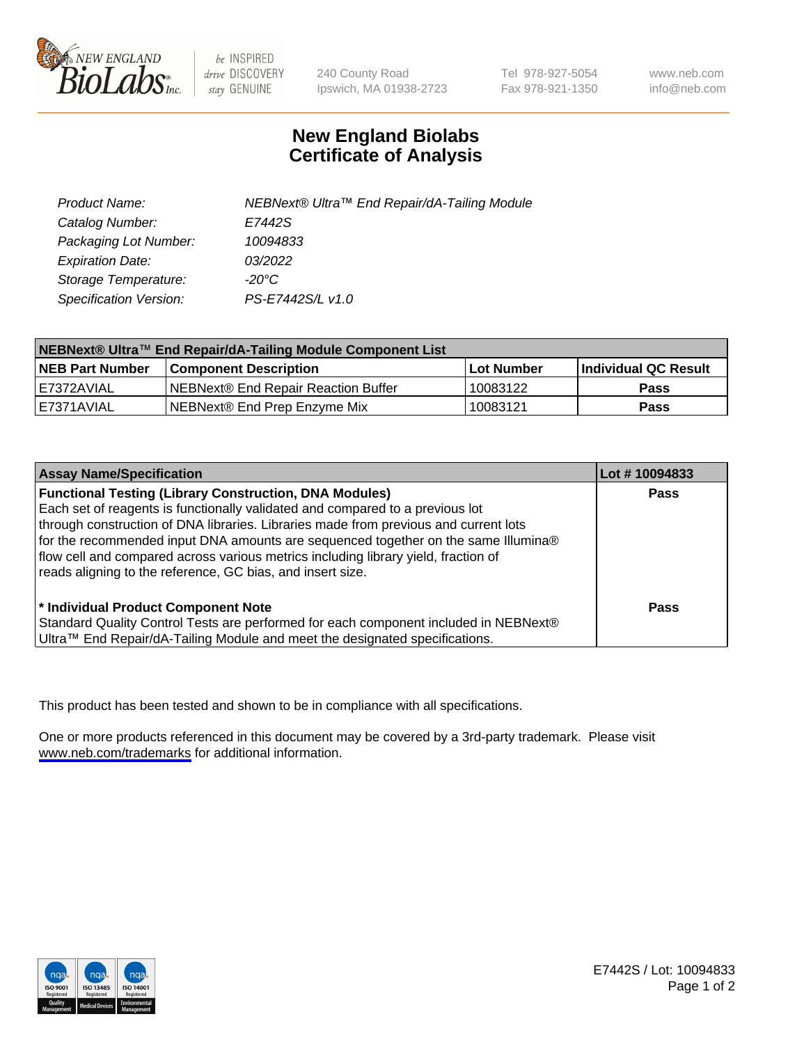be INSPIRED
drive DISCOVERY
stay GENUINE

240 County Road
Ipswich, MA 01938-2723

Tel 978-927-5054
Fax 978-921-1350

www.neb.com
info@neb.com

# New England Biolabs
# Certificate of Analysis

| | |
|---|---|
| *Product Name:* | *NEBNext® Ultra™ End Repair/dA-Tailing Module* |
| *Catalog Number:* | *E7442S* |
| *Packaging Lot Number:* | *10094833* |
| *Expiration Date:* | *03/2022* |
| *Storage Temperature:* | *-20°C* |
| *Specification Version:* | *PS-E7442S/L v1.0* |

| NEBNext® Ultra™ End Repair/dA-Tailing Module Component List | | | |
|---|---|---|---|
| **NEB Part Number** | **Component Description** | **Lot Number** | **Individual QC Result** |
| E7372AVIAL | NEBNext® End Repair Reaction Buffer | 10083122 | **Pass** |
| E7371AVIAL | NEBNext® End Prep Enzyme Mix | 10083121 | **Pass** |

| Assay Name/Specification | Lot # 10094833 |
|---|---|
| **Functional Testing (Library Construction, DNA Modules)** Each set of reagents is functionally validated and compared to a previous lot through construction of DNA libraries. Libraries made from previous and current lots for the recommended input DNA amounts are sequenced together on the same Illumina® flow cell and compared across various metrics including library yield, fraction of reads aligning to the reference, GC bias, and insert size. | **Pass** |
| **\* Individual Product Component Note** Standard Quality Control Tests are performed for each component included in NEBNext® Ultra™ End Repair/dA-Tailing Module and meet the designated specifications. | **Pass** |

This product has been tested and shown to be in compliance with all specifications.

One or more products referenced in this document may be covered by a 3rd-party trademark. Please visit www.neb.com/trademarks for additional information.

E7442S / Lot: 10094833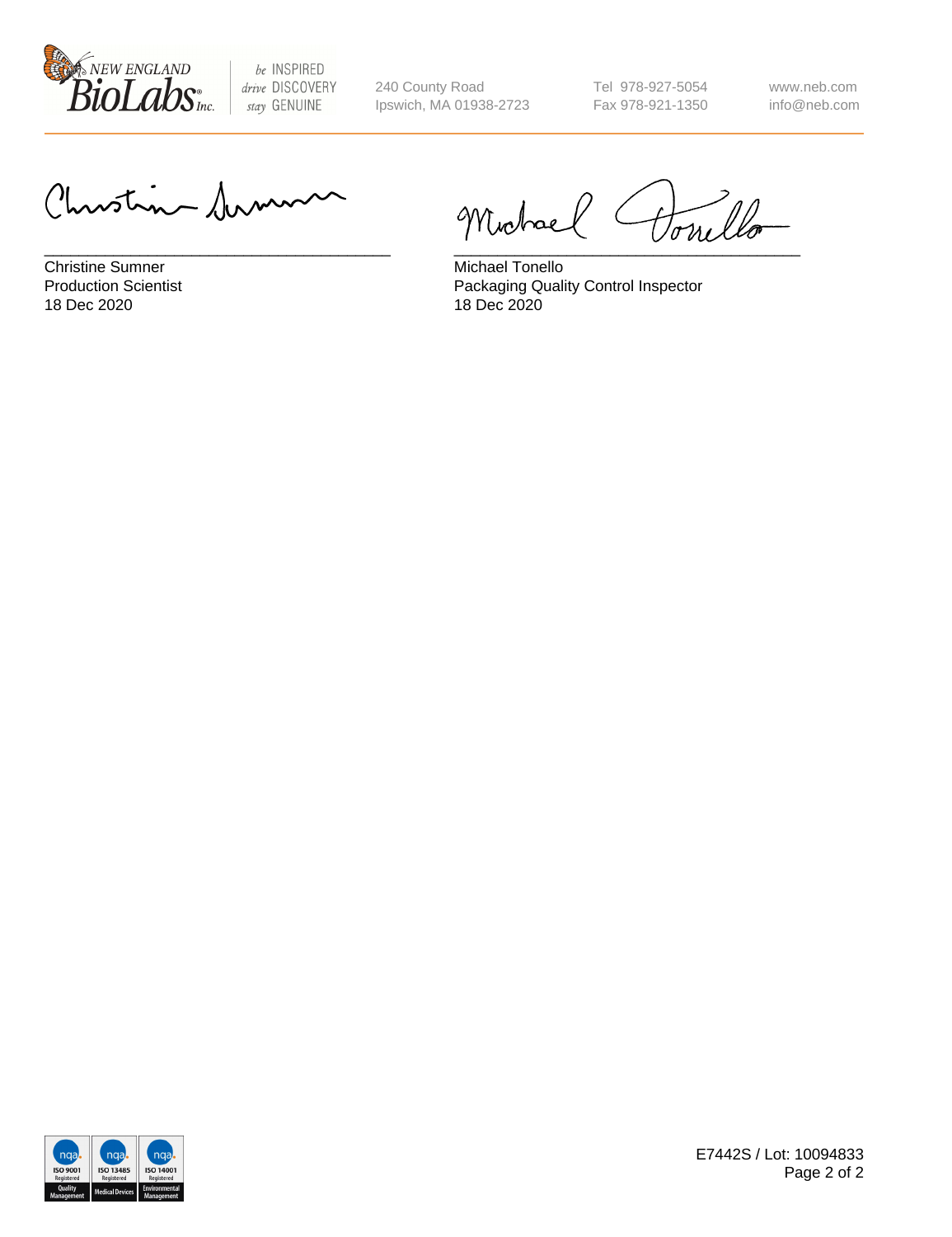Christine Sumner
Production Scientist
18 Dec 2020

Michael Tonello
Packaging Quality Control Inspector
18 Dec 2020

E7442S / Lot: 10094833